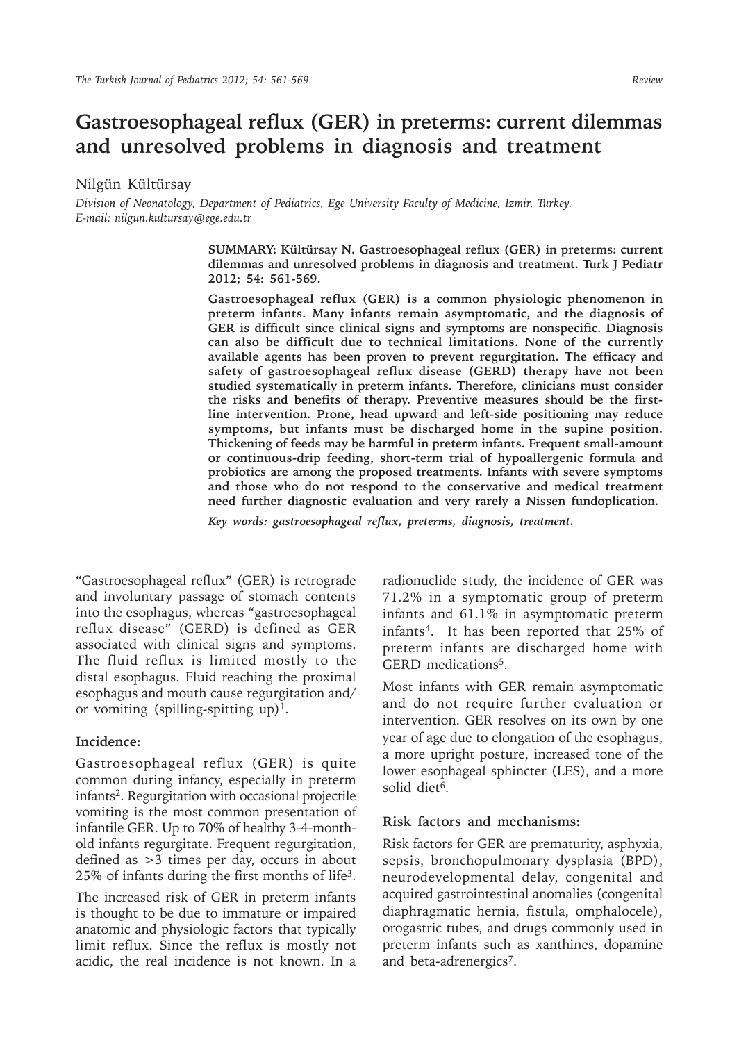# Gastroesophageal reflux (GER) in preterms: current dilemmas and unresolved problems in diagnosis and treatment

Nilgün Kültürsay

*Division of Neonatology, Department of Pediatrics, Ege University Faculty of Medicine, Izmir, Turkey. E-mail: nilgun.kultursay@ege.edu.tr*

**SUMMARY: Kültürsay N. Gastroesophageal reflux (GER) in preterms: current dilemmas and unresolved problems in diagnosis and treatment. Turk J Pediatr 2012; 54: 561-569.**

**Gastroesophageal reflux (GER) is a common physiologic phenomenon in preterm infants. Many infants remain asymptomatic, and the diagnosis of GER is difficult since clinical signs and symptoms are nonspecific. Diagnosis can also be difficult due to technical limitations. None of the currently available agents has been proven to prevent regurgitation. The efficacy and safety of gastroesophageal reflux disease (GERD) therapy have not been studied systematically in preterm infants. Therefore, clinicians must consider the risks and benefits of therapy. Preventive measures should be the first-line intervention. Prone, head upward and left-side positioning may reduce symptoms, but infants must be discharged home in the supine position. Thickening of feeds may be harmful in preterm infants. Frequent small-amount or continuous-drip feeding, short-term trial of hypoallergenic formula and probiotics are among the proposed treatments. Infants with severe symptoms and those who do not respond to the conservative and medical treatment need further diagnostic evaluation and very rarely a Nissen fundoplication.**

***Key words: gastroesophageal reflux, preterms, diagnosis, treatment.***

---

"Gastroesophageal reflux" (GER) is retrograde and involuntary passage of stomach contents into the esophagus, whereas "gastroesophageal reflux disease" (GERD) is defined as GER associated with clinical signs and symptoms. The fluid reflux is limited mostly to the distal esophagus. Fluid reaching the proximal esophagus and mouth cause regurgitation and/or vomiting (spilling-spitting up)[1].

### Incidence:

Gastroesophageal reflux (GER) is quite common during infancy, especially in preterm infants[2]. Regurgitation with occasional projectile vomiting is the most common presentation of infantile GER. Up to 70% of healthy 3-4-month-old infants regurgitate. Frequent regurgitation, defined as >3 times per day, occurs in about 25% of infants during the first months of life[3].

The increased risk of GER in preterm infants is thought to be due to immature or impaired anatomic and physiologic factors that typically limit reflux. Since the reflux is mostly not acidic, the real incidence is not known. In a radionuclide study, the incidence of GER was 71.2% in a symptomatic group of preterm infants and 61.1% in asymptomatic preterm infants[4]. It has been reported that 25% of preterm infants are discharged home with GERD medications[5].

Most infants with GER remain asymptomatic and do not require further evaluation or intervention. GER resolves on its own by one year of age due to elongation of the esophagus, a more upright posture, increased tone of the lower esophageal sphincter (LES), and a more solid diet[6].

### Risk factors and mechanisms:

Risk factors for GER are prematurity, asphyxia, sepsis, bronchopulmonary dysplasia (BPD), neurodevelopmental delay, congenital and acquired gastrointestinal anomalies (congenital diaphragmatic hernia, fistula, omphalocele), orogastric tubes, and drugs commonly used in preterm infants such as xanthines, dopamine and beta-adrenergics[7].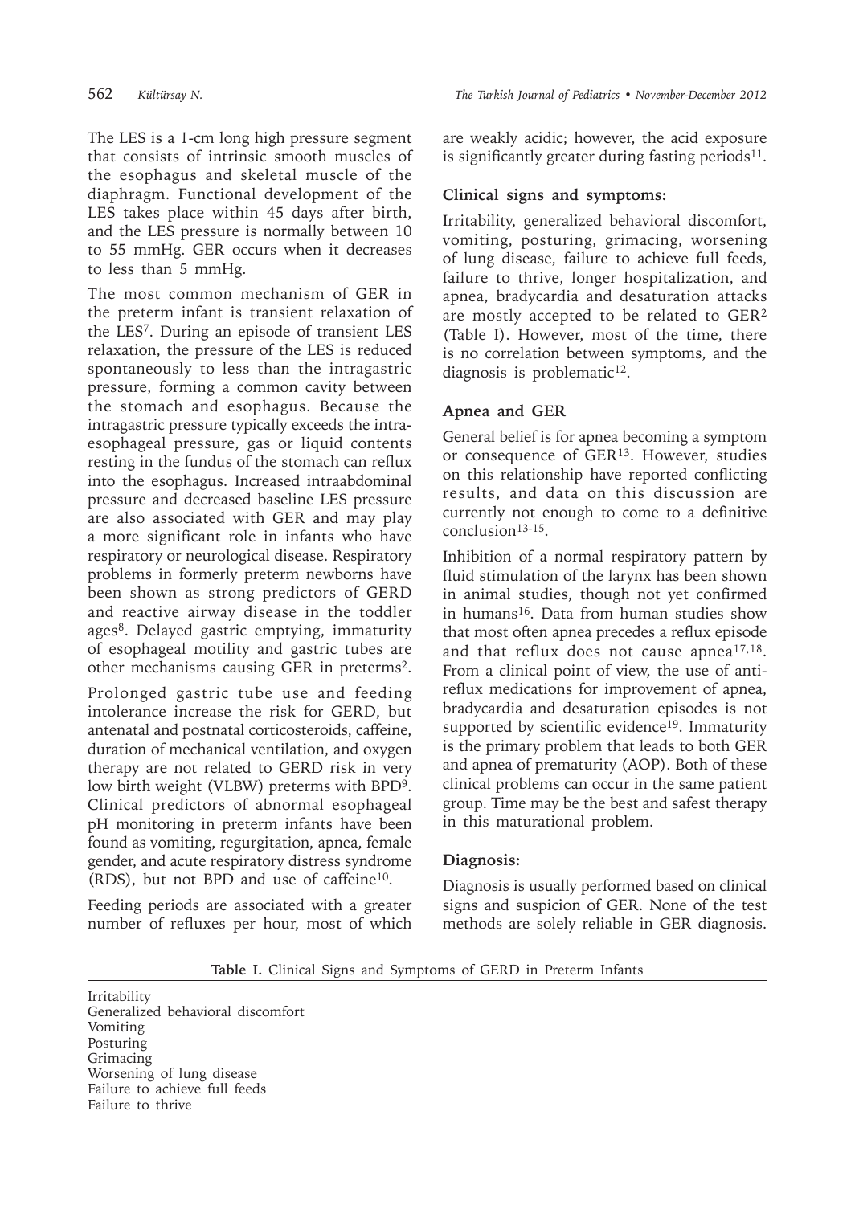The LES is a 1-cm long high pressure segment that consists of intrinsic smooth muscles of the esophagus and skeletal muscle of the diaphragm. Functional development of the LES takes place within 45 days after birth, and the LES pressure is normally between 10 to 55 mmHg. GER occurs when it decreases to less than 5 mmHg.

The most common mechanism of GER in the preterm infant is transient relaxation of the LES[7]. During an episode of transient LES relaxation, the pressure of the LES is reduced spontaneously to less than the intragastric pressure, forming a common cavity between the stomach and esophagus. Because the intragastric pressure typically exceeds the intra-esophageal pressure, gas or liquid contents resting in the fundus of the stomach can reflux into the esophagus. Increased intraabdominal pressure and decreased baseline LES pressure are also associated with GER and may play a more significant role in infants who have respiratory or neurological disease. Respiratory problems in formerly preterm newborns have been shown as strong predictors of GERD and reactive airway disease in the toddler ages[8]. Delayed gastric emptying, immaturity of esophageal motility and gastric tubes are other mechanisms causing GER in preterms[2].

Prolonged gastric tube use and feeding intolerance increase the risk for GERD, but antenatal and postnatal corticosteroids, caffeine, duration of mechanical ventilation, and oxygen therapy are not related to GERD risk in very low birth weight (VLBW) preterms with BPD[9]. Clinical predictors of abnormal esophageal pH monitoring in preterm infants have been found as vomiting, regurgitation, apnea, female gender, and acute respiratory distress syndrome (RDS), but not BPD and use of caffeine[10].

Feeding periods are associated with a greater number of refluxes per hour, most of which are weakly acidic; however, the acid exposure is significantly greater during fasting periods[11].

**Clinical signs and symptoms:**

Irritability, generalized behavioral discomfort, vomiting, posturing, grimacing, worsening of lung disease, failure to achieve full feeds, failure to thrive, longer hospitalization, and apnea, bradycardia and desaturation attacks are mostly accepted to be related to GER[2] (Table I). However, most of the time, there is no correlation between symptoms, and the diagnosis is problematic[12].

**Apnea and GER**

General belief is for apnea becoming a symptom or consequence of GER[13]. However, studies on this relationship have reported conflicting results, and data on this discussion are currently not enough to come to a definitive conclusion[13-15].

Inhibition of a normal respiratory pattern by fluid stimulation of the larynx has been shown in animal studies, though not yet confirmed in humans[16]. Data from human studies show that most often apnea precedes a reflux episode and that reflux does not cause apnea[17,18]. From a clinical point of view, the use of anti-reflux medications for improvement of apnea, bradycardia and desaturation episodes is not supported by scientific evidence[19]. Immaturity is the primary problem that leads to both GER and apnea of prematurity (AOP). Both of these clinical problems can occur in the same patient group. Time may be the best and safest therapy in this maturational problem.

**Diagnosis:**

Diagnosis is usually performed based on clinical signs and suspicion of GER. None of the test methods are solely reliable in GER diagnosis.

**Table I.** Clinical Signs and Symptoms of GERD in Preterm Infants

| |
|---|
| Irritability |
| Generalized behavioral discomfort |
| Vomiting |
| Posturing |
| Grimacing |
| Worsening of lung disease |
| Failure to achieve full feeds |
| Failure to thrive |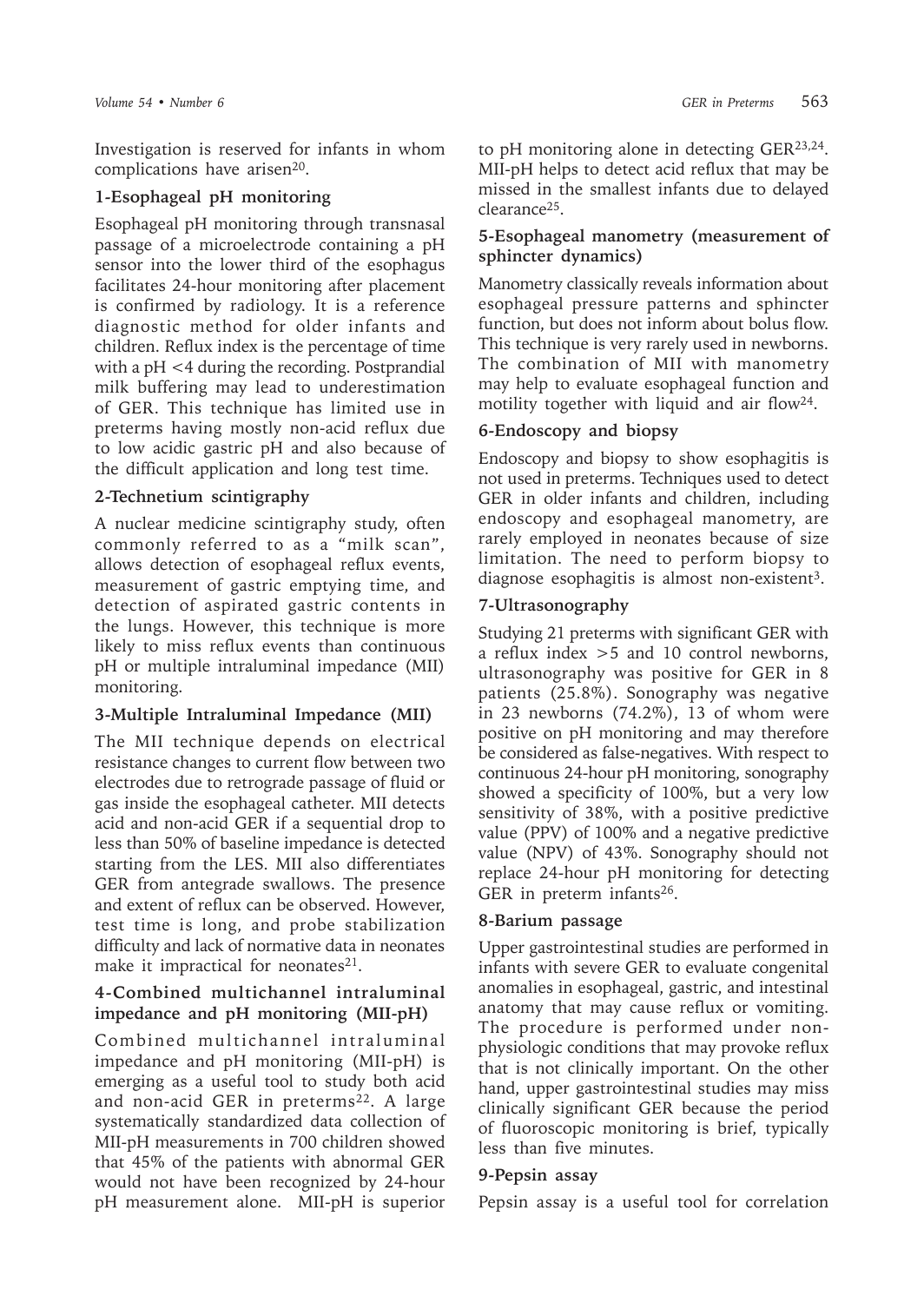Investigation is reserved for infants in whom complications have arisen[20].

### 1-Esophageal pH monitoring

Esophageal pH monitoring through transnasal passage of a microelectrode containing a pH sensor into the lower third of the esophagus facilitates 24-hour monitoring after placement is confirmed by radiology. It is a reference diagnostic method for older infants and children. Reflux index is the percentage of time with a pH <4 during the recording. Postprandial milk buffering may lead to underestimation of GER. This technique has limited use in preterms having mostly non-acid reflux due to low acidic gastric pH and also because of the difficult application and long test time.

### 2-Technetium scintigraphy

A nuclear medicine scintigraphy study, often commonly referred to as a "milk scan", allows detection of esophageal reflux events, measurement of gastric emptying time, and detection of aspirated gastric contents in the lungs. However, this technique is more likely to miss reflux events than continuous pH or multiple intraluminal impedance (MII) monitoring.

### 3-Multiple Intraluminal Impedance (MII)

The MII technique depends on electrical resistance changes to current flow between two electrodes due to retrograde passage of fluid or gas inside the esophageal catheter. MII detects acid and non-acid GER if a sequential drop to less than 50% of baseline impedance is detected starting from the LES. MII also differentiates GER from antegrade swallows. The presence and extent of reflux can be observed. However, test time is long, and probe stabilization difficulty and lack of normative data in neonates make it impractical for neonates[21].

### 4-Combined multichannel intraluminal impedance and pH monitoring (MII-pH)

Combined multichannel intraluminal impedance and pH monitoring (MII-pH) is emerging as a useful tool to study both acid and non-acid GER in preterms[22]. A large systematically standardized data collection of MII-pH measurements in 700 children showed that 45% of the patients with abnormal GER would not have been recognized by 24-hour pH measurement alone. MII-pH is superior to pH monitoring alone in detecting GER[23,24]. MII-pH helps to detect acid reflux that may be missed in the smallest infants due to delayed clearance[25].

### 5-Esophageal manometry (measurement of sphincter dynamics)

Manometry classically reveals information about esophageal pressure patterns and sphincter function, but does not inform about bolus flow. This technique is very rarely used in newborns. The combination of MII with manometry may help to evaluate esophageal function and motility together with liquid and air flow[24].

### 6-Endoscopy and biopsy

Endoscopy and biopsy to show esophagitis is not used in preterms. Techniques used to detect GER in older infants and children, including endoscopy and esophageal manometry, are rarely employed in neonates because of size limitation. The need to perform biopsy to diagnose esophagitis is almost non-existent[3].

### 7-Ultrasonography

Studying 21 preterms with significant GER with a reflux index >5 and 10 control newborns, ultrasonography was positive for GER in 8 patients (25.8%). Sonography was negative in 23 newborns (74.2%), 13 of whom were positive on pH monitoring and may therefore be considered as false-negatives. With respect to continuous 24-hour pH monitoring, sonography showed a specificity of 100%, but a very low sensitivity of 38%, with a positive predictive value (PPV) of 100% and a negative predictive value (NPV) of 43%. Sonography should not replace 24-hour pH monitoring for detecting GER in preterm infants[26].

### 8-Barium passage

Upper gastrointestinal studies are performed in infants with severe GER to evaluate congenital anomalies in esophageal, gastric, and intestinal anatomy that may cause reflux or vomiting. The procedure is performed under non-physiologic conditions that may provoke reflux that is not clinically important. On the other hand, upper gastrointestinal studies may miss clinically significant GER because the period of fluoroscopic monitoring is brief, typically less than five minutes.

### 9-Pepsin assay

Pepsin assay is a useful tool for correlation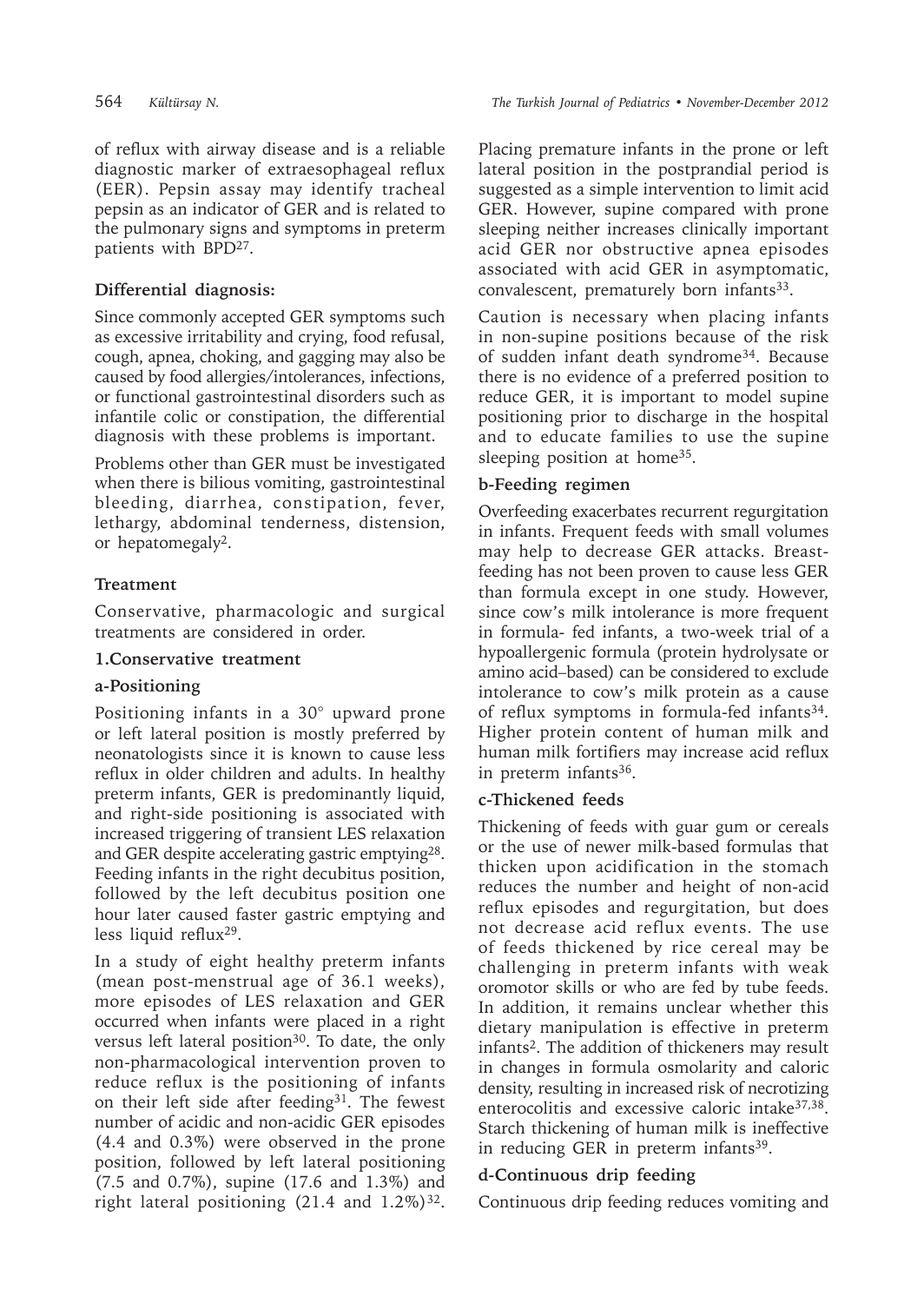of reflux with airway disease and is a reliable diagnostic marker of extraesophageal reflux (EER). Pepsin assay may identify tracheal pepsin as an indicator of GER and is related to the pulmonary signs and symptoms in preterm patients with BPD[27].

**Differential diagnosis:**

Since commonly accepted GER symptoms such as excessive irritability and crying, food refusal, cough, apnea, choking, and gagging may also be caused by food allergies/intolerances, infections, or functional gastrointestinal disorders such as infantile colic or constipation, the differential diagnosis with these problems is important.

Problems other than GER must be investigated when there is bilious vomiting, gastrointestinal bleeding, diarrhea, constipation, fever, lethargy, abdominal tenderness, distension, or hepatomegaly[2].

## Treatment

Conservative, pharmacologic and surgical treatments are considered in order.

### 1.Conservative treatment

#### a-Positioning

Positioning infants in a 30° upward prone or left lateral position is mostly preferred by neonatologists since it is known to cause less reflux in older children and adults. In healthy preterm infants, GER is predominantly liquid, and right-side positioning is associated with increased triggering of transient LES relaxation and GER despite accelerating gastric emptying[28]. Feeding infants in the right decubitus position, followed by the left decubitus position one hour later caused faster gastric emptying and less liquid reflux[29].

In a study of eight healthy preterm infants (mean post-menstrual age of 36.1 weeks), more episodes of LES relaxation and GER occurred when infants were placed in a right versus left lateral position[30]. To date, the only non-pharmacological intervention proven to reduce reflux is the positioning of infants on their left side after feeding[31]. The fewest number of acidic and non-acidic GER episodes (4.4 and 0.3%) were observed in the prone position, followed by left lateral positioning (7.5 and 0.7%), supine (17.6 and 1.3%) and right lateral positioning (21.4 and 1.2%)[32]. Placing premature infants in the prone or left lateral position in the postprandial period is suggested as a simple intervention to limit acid GER. However, supine compared with prone sleeping neither increases clinically important acid GER nor obstructive apnea episodes associated with acid GER in asymptomatic, convalescent, prematurely born infants[33].

Caution is necessary when placing infants in non-supine positions because of the risk of sudden infant death syndrome[34]. Because there is no evidence of a preferred position to reduce GER, it is important to model supine positioning prior to discharge in the hospital and to educate families to use the supine sleeping position at home[35].

#### b-Feeding regimen

Overfeeding exacerbates recurrent regurgitation in infants. Frequent feeds with small volumes may help to decrease GER attacks. Breast-feeding has not been proven to cause less GER than formula except in one study. However, since cow's milk intolerance is more frequent in formula- fed infants, a two-week trial of a hypoallergenic formula (protein hydrolysate or amino acid–based) can be considered to exclude intolerance to cow's milk protein as a cause of reflux symptoms in formula-fed infants[34]. Higher protein content of human milk and human milk fortifiers may increase acid reflux in preterm infants[36].

#### c-Thickened feeds

Thickening of feeds with guar gum or cereals or the use of newer milk-based formulas that thicken upon acidification in the stomach reduces the number and height of non-acid reflux episodes and regurgitation, but does not decrease acid reflux events. The use of feeds thickened by rice cereal may be challenging in preterm infants with weak oromotor skills or who are fed by tube feeds. In addition, it remains unclear whether this dietary manipulation is effective in preterm infants[2]. The addition of thickeners may result in changes in formula osmolarity and caloric density, resulting in increased risk of necrotizing enterocolitis and excessive caloric intake[37,38]. Starch thickening of human milk is ineffective in reducing GER in preterm infants[39].

#### d-Continuous drip feeding

Continuous drip feeding reduces vomiting and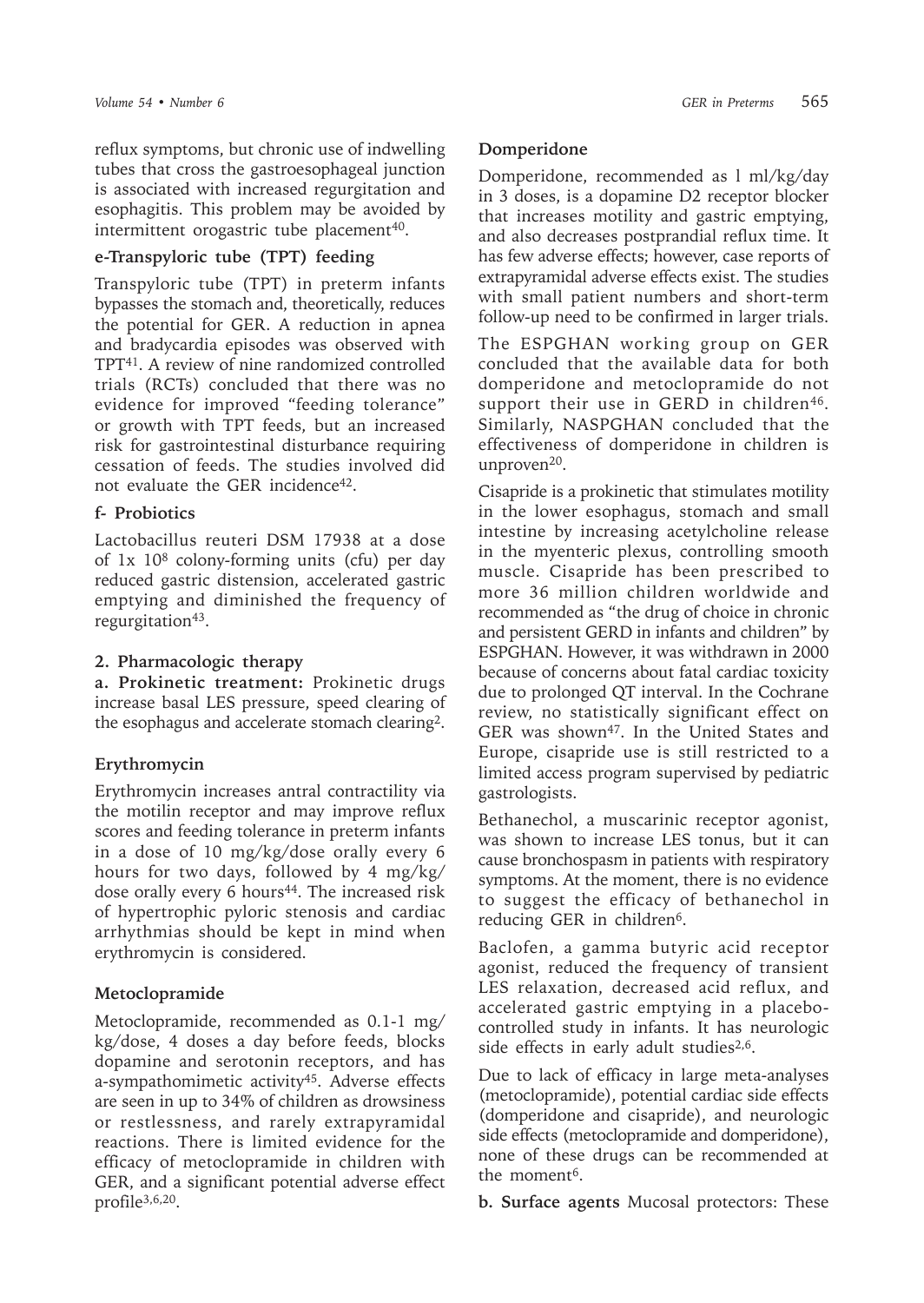reflux symptoms, but chronic use of indwelling tubes that cross the gastroesophageal junction is associated with increased regurgitation and esophagitis. This problem may be avoided by intermittent orogastric tube placement[40].

**e-Transpyloric tube (TPT) feeding**

Transpyloric tube (TPT) in preterm infants bypasses the stomach and, theoretically, reduces the potential for GER. A reduction in apnea and bradycardia episodes was observed with TPT[41]. A review of nine randomized controlled trials (RCTs) concluded that there was no evidence for improved "feeding tolerance" or growth with TPT feeds, but an increased risk for gastrointestinal disturbance requiring cessation of feeds. The studies involved did not evaluate the GER incidence[42].

**f- Probiotics**

Lactobacillus reuteri DSM 17938 at a dose of $1x\ 10^8$ colony-forming units (cfu) per day reduced gastric distension, accelerated gastric emptying and diminished the frequency of regurgitation[43].

**2. Pharmacologic therapy**

**a. Prokinetic treatment:** Prokinetic drugs increase basal LES pressure, speed clearing of the esophagus and accelerate stomach clearing[2].

**Erythromycin**

Erythromycin increases antral contractility via the motilin receptor and may improve reflux scores and feeding tolerance in preterm infants in a dose of 10 mg/kg/dose orally every 6 hours for two days, followed by 4 mg/kg/dose orally every 6 hours[44]. The increased risk of hypertrophic pyloric stenosis and cardiac arrhythmias should be kept in mind when erythromycin is considered.

**Metoclopramide**

Metoclopramide, recommended as 0.1-1 mg/kg/dose, 4 doses a day before feeds, blocks dopamine and serotonin receptors, and has a-sympathomimetic activity[45]. Adverse effects are seen in up to 34% of children as drowsiness or restlessness, and rarely extrapyramidal reactions. There is limited evidence for the efficacy of metoclopramide in children with GER, and a significant potential adverse effect profile[3,6,20].

**Domperidone**

Domperidone, recommended as 1 ml/kg/day in 3 doses, is a dopamine D2 receptor blocker that increases motility and gastric emptying, and also decreases postprandial reflux time. It has few adverse effects; however, case reports of extrapyramidal adverse effects exist. The studies with small patient numbers and short-term follow-up need to be confirmed in larger trials.

The ESPGHAN working group on GER concluded that the available data for both domperidone and metoclopramide do not support their use in GERD in children[46]. Similarly, NASPGHAN concluded that the effectiveness of domperidone in children is unproven[20].

Cisapride is a prokinetic that stimulates motility in the lower esophagus, stomach and small intestine by increasing acetylcholine release in the myenteric plexus, controlling smooth muscle. Cisapride has been prescribed to more 36 million children worldwide and recommended as "the drug of choice in chronic and persistent GERD in infants and children" by ESPGHAN. However, it was withdrawn in 2000 because of concerns about fatal cardiac toxicity due to prolonged QT interval. In the Cochrane review, no statistically significant effect on GER was shown[47]. In the United States and Europe, cisapride use is still restricted to a limited access program supervised by pediatric gastrologists.

Bethanechol, a muscarinic receptor agonist, was shown to increase LES tonus, but it can cause bronchospasm in patients with respiratory symptoms. At the moment, there is no evidence to suggest the efficacy of bethanechol in reducing GER in children[6].

Baclofen, a gamma butyric acid receptor agonist, reduced the frequency of transient LES relaxation, decreased acid reflux, and accelerated gastric emptying in a placebo-controlled study in infants. It has neurologic side effects in early adult studies[2,6].

Due to lack of efficacy in large meta-analyses (metoclopramide), potential cardiac side effects (domperidone and cisapride), and neurologic side effects (metoclopramide and domperidone), none of these drugs can be recommended at the moment[6].

**b. Surface agents** Mucosal protectors: These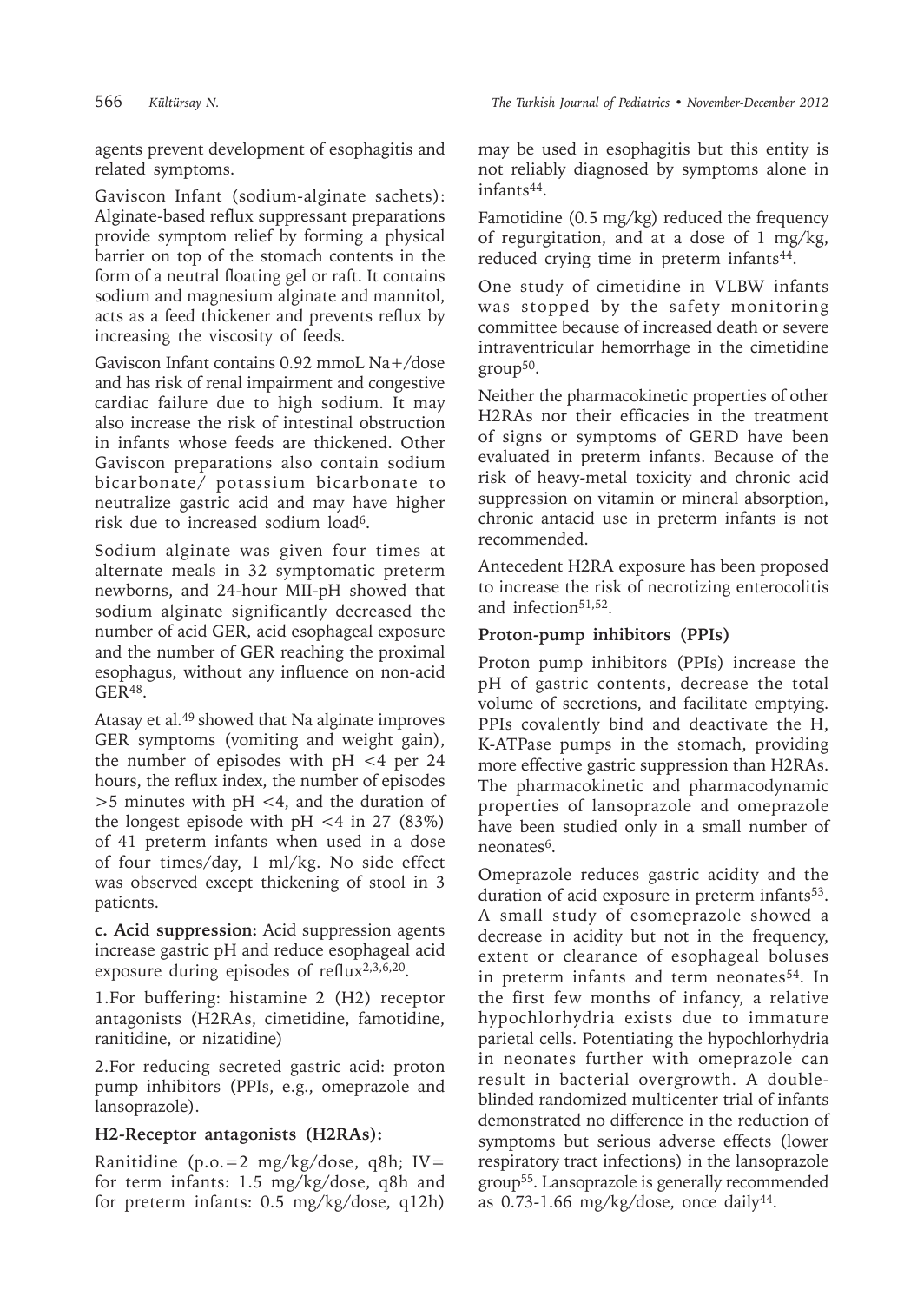agents prevent development of esophagitis and related symptoms.

Gaviscon Infant (sodium-alginate sachets): Alginate-based reflux suppressant preparations provide symptom relief by forming a physical barrier on top of the stomach contents in the form of a neutral floating gel or raft. It contains sodium and magnesium alginate and mannitol, acts as a feed thickener and prevents reflux by increasing the viscosity of feeds.

Gaviscon Infant contains 0.92 mmoL $Na^+$/dose and has risk of renal impairment and congestive cardiac failure due to high sodium. It may also increase the risk of intestinal obstruction in infants whose feeds are thickened. Other Gaviscon preparations also contain sodium bicarbonate/ potassium bicarbonate to neutralize gastric acid and may have higher risk due to increased sodium load[6].

Sodium alginate was given four times at alternate meals in 32 symptomatic preterm newborns, and 24-hour MII-pH showed that sodium alginate significantly decreased the number of acid GER, acid esophageal exposure and the number of GER reaching the proximal esophagus, without any influence on non-acid GER[48].

Atasay et al.[49] showed that Na alginate improves GER symptoms (vomiting and weight gain), the number of episodes with pH <4 per 24 hours, the reflux index, the number of episodes >5 minutes with pH <4, and the duration of the longest episode with pH <4 in 27 (83%) of 41 preterm infants when used in a dose of four times/day, 1 ml/kg. No side effect was observed except thickening of stool in 3 patients.

**c. Acid suppression:** Acid suppression agents increase gastric pH and reduce esophageal acid exposure during episodes of reflux[2,3,6,20].

1. For buffering: histamine 2 (H2) receptor antagonists (H2RAs, cimetidine, famotidine, ranitidine, or nizatidine)

2. For reducing secreted gastric acid: proton pump inhibitors (PPIs, e.g., omeprazole and lansoprazole).

### H2-Receptor antagonists (H2RAs):

Ranitidine (p.o.=2 mg/kg/dose, q8h; IV= for term infants: 1.5 mg/kg/dose, q8h and for preterm infants: 0.5 mg/kg/dose, q12h) may be used in esophagitis but this entity is not reliably diagnosed by symptoms alone in infants[44].

Famotidine (0.5 mg/kg) reduced the frequency of regurgitation, and at a dose of 1 mg/kg, reduced crying time in preterm infants[44].

One study of cimetidine in VLBW infants was stopped by the safety monitoring committee because of increased death or severe intraventricular hemorrhage in the cimetidine group[50].

Neither the pharmacokinetic properties of other H2RAs nor their efficacies in the treatment of signs or symptoms of GERD have been evaluated in preterm infants. Because of the risk of heavy-metal toxicity and chronic acid suppression on vitamin or mineral absorption, chronic antacid use in preterm infants is not recommended.

Antecedent H2RA exposure has been proposed to increase the risk of necrotizing enterocolitis and infection[51,52].

### Proton-pump inhibitors (PPIs)

Proton pump inhibitors (PPIs) increase the pH of gastric contents, decrease the total volume of secretions, and facilitate emptying. PPIs covalently bind and deactivate the H, K-ATPase pumps in the stomach, providing more effective gastric suppression than H2RAs. The pharmacokinetic and pharmacodynamic properties of lansoprazole and omeprazole have been studied only in a small number of neonates[6].

Omeprazole reduces gastric acidity and the duration of acid exposure in preterm infants[53]. A small study of esomeprazole showed a decrease in acidity but not in the frequency, extent or clearance of esophageal boluses in preterm infants and term neonates[54]. In the first few months of infancy, a relative hypochlorhydria exists due to immature parietal cells. Potentiating the hypochlorhydria in neonates further with omeprazole can result in bacterial overgrowth. A double-blinded randomized multicenter trial of infants demonstrated no difference in the reduction of symptoms but serious adverse effects (lower respiratory tract infections) in the lansoprazole group[55]. Lansoprazole is generally recommended as 0.73-1.66 mg/kg/dose, once daily[44].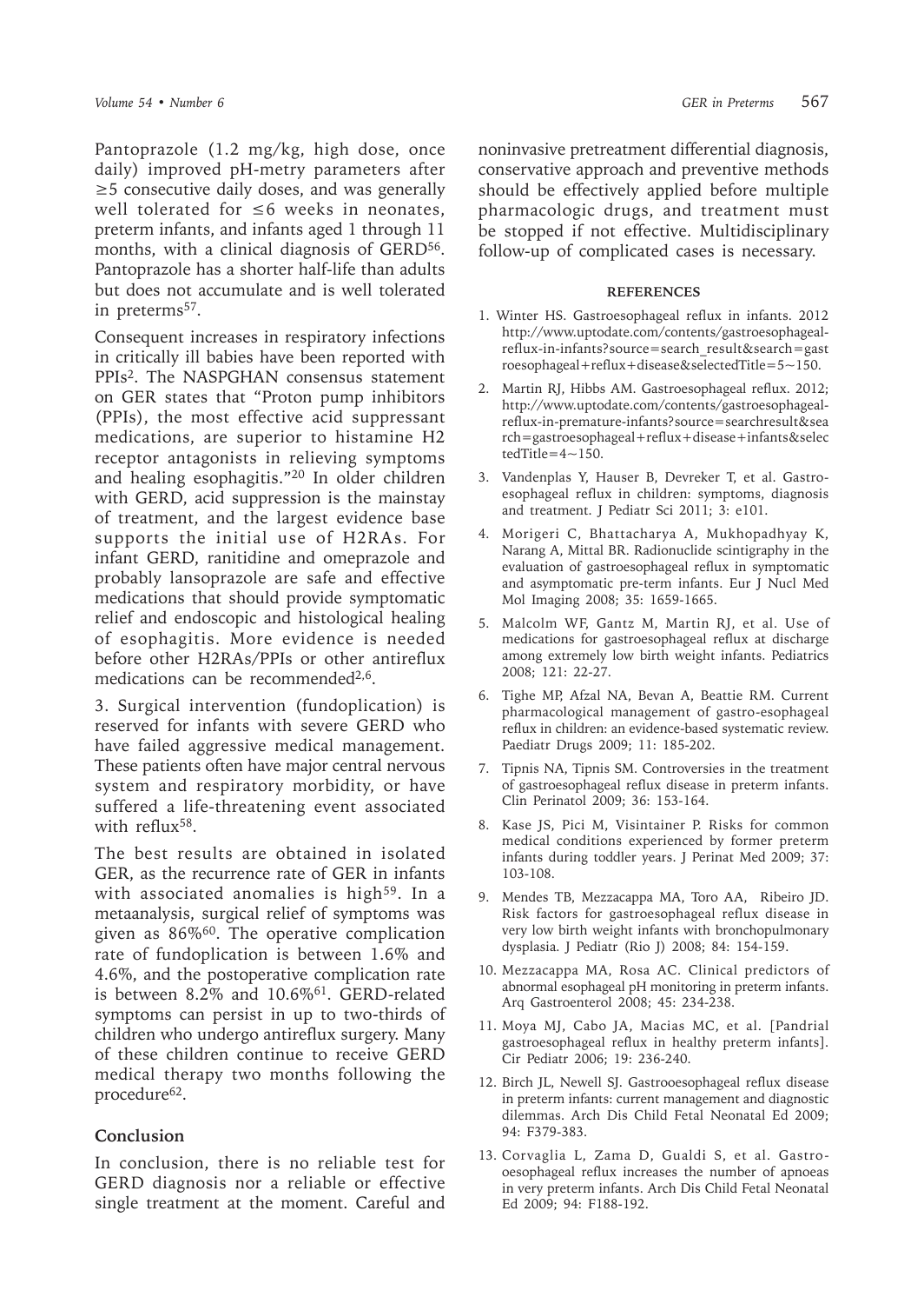Pantoprazole (1.2 mg/kg, high dose, once daily) improved pH-metry parameters after ≥5 consecutive daily doses, and was generally well tolerated for ≤6 weeks in neonates, preterm infants, and infants aged 1 through 11 months, with a clinical diagnosis of GERD[56]. Pantoprazole has a shorter half-life than adults but does not accumulate and is well tolerated in preterms[57].

Consequent increases in respiratory infections in critically ill babies have been reported with PPIs[2]. The NASPGHAN consensus statement on GER states that "Proton pump inhibitors (PPIs), the most effective acid suppressant medications, are superior to histamine H2 receptor antagonists in relieving symptoms and healing esophagitis."[20] In older children with GERD, acid suppression is the mainstay of treatment, and the largest evidence base supports the initial use of H2RAs. For infant GERD, ranitidine and omeprazole and probably lansoprazole are safe and effective medications that should provide symptomatic relief and endoscopic and histological healing of esophagitis. More evidence is needed before other H2RAs/PPIs or other antireflux medications can be recommended[2,6].

3. Surgical intervention (fundoplication) is reserved for infants with severe GERD who have failed aggressive medical management. These patients often have major central nervous system and respiratory morbidity, or have suffered a life-threatening event associated with reflux[58].

The best results are obtained in isolated GER, as the recurrence rate of GER in infants with associated anomalies is high[59]. In a metaanalysis, surgical relief of symptoms was given as 86%[60]. The operative complication rate of fundoplication is between 1.6% and 4.6%, and the postoperative complication rate is between 8.2% and 10.6%[61]. GERD-related symptoms can persist in up to two-thirds of children who undergo antireflux surgery. Many of these children continue to receive GERD medical therapy two months following the procedure[62].

## Conclusion

In conclusion, there is no reliable test for GERD diagnosis nor a reliable or effective single treatment at the moment. Careful and noninvasive pretreatment differential diagnosis, conservative approach and preventive methods should be effectively applied before multiple pharmacologic drugs, and treatment must be stopped if not effective. Multidisciplinary follow-up of complicated cases is necessary.

## REFERENCES

1. Winter HS. Gastroesophageal reflux in infants. 2012 http://www.uptodate.com/contents/gastroesophageal-reflux-in-infants?source=search_result&search=gastroesophageal+reflux+disease&selectedTitle=5~150.
2. Martin RJ, Hibbs AM. Gastroesophageal reflux. 2012; http://www.uptodate.com/contents/gastroesophageal-reflux-in-premature-infants?source=searchresult&search=gastroesophageal+reflux+disease+infants&selectedTitle=4~150.
3. Vandenplas Y, Hauser B, Devreker T, et al. Gastroesophageal reflux in children: symptoms, diagnosis and treatment. J Pediatr Sci 2011; 3: e101.
4. Morigeri C, Bhattacharya A, Mukhopadhyay K, Narang A, Mittal BR. Radionuclide scintigraphy in the evaluation of gastroesophageal reflux in symptomatic and asymptomatic pre-term infants. Eur J Nucl Med Mol Imaging 2008; 35: 1659-1665.
5. Malcolm WF, Gantz M, Martin RJ, et al. Use of medications for gastroesophageal reflux at discharge among extremely low birth weight infants. Pediatrics 2008; 121: 22-27.
6. Tighe MP, Afzal NA, Bevan A, Beattie RM. Current pharmacological management of gastro-esophageal reflux in children: an evidence-based systematic review. Paediatr Drugs 2009; 11: 185-202.
7. Tipnis NA, Tipnis SM. Controversies in the treatment of gastroesophageal reflux disease in preterm infants. Clin Perinatol 2009; 36: 153-164.
8. Kase JS, Pici M, Visintainer P. Risks for common medical conditions experienced by former preterm infants during toddler years. J Perinat Med 2009; 37: 103-108.
9. Mendes TB, Mezzacappa MA, Toro AA, Ribeiro JD. Risk factors for gastroesophageal reflux disease in very low birth weight infants with bronchopulmonary dysplasia. J Pediatr (Rio J) 2008; 84: 154-159.
10. Mezzacappa MA, Rosa AC. Clinical predictors of abnormal esophageal pH monitoring in preterm infants. Arq Gastroenterol 2008; 45: 234-238.
11. Moya MJ, Cabo JA, Macias MC, et al. [Pandrial gastroesophageal reflux in healthy preterm infants]. Cir Pediatr 2006; 19: 236-240.
12. Birch JL, Newell SJ. Gastrooesophageal reflux disease in preterm infants: current management and diagnostic dilemmas. Arch Dis Child Fetal Neonatal Ed 2009; 94: F379-383.
13. Corvaglia L, Zama D, Gualdi S, et al. Gastro-oesophageal reflux increases the number of apnoeas in very preterm infants. Arch Dis Child Fetal Neonatal Ed 2009; 94: F188-192.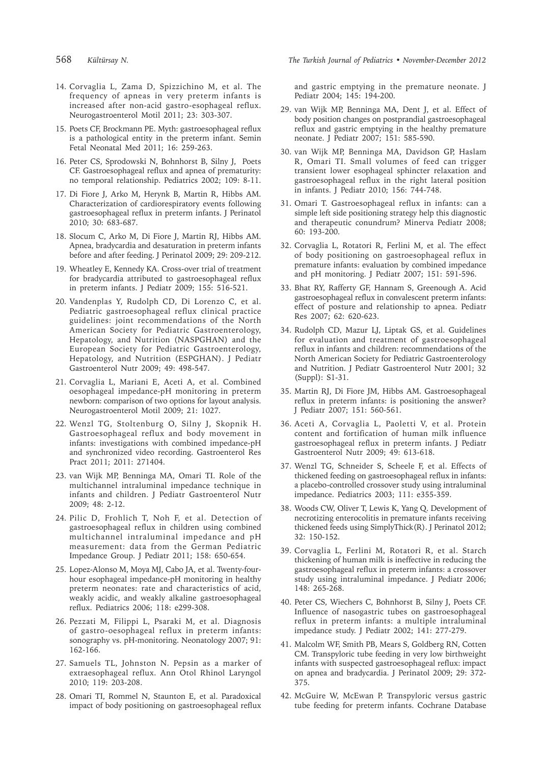14. Corvaglia L, Zama D, Spizzichino M, et al. The frequency of apneas in very preterm infants is increased after non-acid gastro-esophageal reflux. Neurogastroenterol Motil 2011; 23: 303-307.
15. Poets CF, Brockmann PE. Myth: gastroesophageal reflux is a pathological entity in the preterm infant. Semin Fetal Neonatal Med 2011; 16: 259-263.
16. Peter CS, Sprodowski N, Bohnhorst B, Silny J, Poets CF. Gastroesophageal reflux and apnea of prematurity: no temporal relationship. Pediatrics 2002; 109: 8-11.
17. Di Fiore J, Arko M, Herynk B, Martin R, Hibbs AM. Characterization of cardiorespiratory events following gastroesophageal reflux in preterm infants. J Perinatol 2010; 30: 683-687.
18. Slocum C, Arko M, Di Fiore J, Martin RJ, Hibbs AM. Apnea, bradycardia and desaturation in preterm infants before and after feeding. J Perinatol 2009; 29: 209-212.
19. Wheatley E, Kennedy KA. Cross-over trial of treatment for bradycardia attributed to gastroesophageal reflux in preterm infants. J Pediatr 2009; 155: 516-521.
20. Vandenplas Y, Rudolph CD, Di Lorenzo C, et al. Pediatric gastroesophageal reflux clinical practice guidelines: joint recommendations of the North American Society for Pediatric Gastroenterology, Hepatology, and Nutrition (NASPGHAN) and the European Society for Pediatric Gastroenterology, Hepatology, and Nutrition (ESPGHAN). J Pediatr Gastroenterol Nutr 2009; 49: 498-547.
21. Corvaglia L, Mariani E, Aceti A, et al. Combined oesophageal impedance-pH monitoring in preterm newborn: comparison of two options for layout analysis. Neurogastroenterol Motil 2009; 21: 1027.
22. Wenzl TG, Stoltenburg O, Silny J, Skopnik H. Gastroesophageal reflux and body movement in infants: investigations with combined impedance-pH and synchronized video recording. Gastroenterol Res Pract 2011; 2011: 271404.
23. van Wijk MP, Benninga MA, Omari TI. Role of the multichannel intraluminal impedance technique in infants and children. J Pediatr Gastroenterol Nutr 2009; 48: 2-12.
24. Pilic D, Frohlich T, Noh F, et al. Detection of gastroesophageal reflux in children using combined multichannel intraluminal impedance and pH measurement: data from the German Pediatric Impedance Group. J Pediatr 2011; 158: 650-654.
25. Lopez-Alonso M, Moya MJ, Cabo JA, et al. Twenty-four-hour esophageal impedance-pH monitoring in healthy preterm neonates: rate and characteristics of acid, weakly acidic, and weakly alkaline gastroesophageal reflux. Pediatrics 2006; 118: e299-308.
26. Pezzati M, Filippi L, Psaraki M, et al. Diagnosis of gastro-oesophageal reflux in preterm infants: sonography vs. pH-monitoring. Neonatology 2007; 91: 162-166.
27. Samuels TL, Johnston N. Pepsin as a marker of extraesophageal reflux. Ann Otol Rhinol Laryngol 2010; 119: 203-208.
28. Omari TI, Rommel N, Staunton E, et al. Paradoxical impact of body positioning on gastroesophageal reflux and gastric emptying in the premature neonate. J Pediatr 2004; 145: 194-200.
29. van Wijk MP, Benninga MA, Dent J, et al. Effect of body position changes on postprandial gastroesophageal reflux and gastric emptying in the healthy premature neonate. J Pediatr 2007; 151: 585-590.
30. van Wijk MP, Benninga MA, Davidson GP, Haslam R, Omari TI. Small volumes of feed can trigger transient lower esophageal sphincter relaxation and gastroesophageal reflux in the right lateral position in infants. J Pediatr 2010; 156: 744-748.
31. Omari T. Gastroesophageal reflux in infants: can a simple left side positioning strategy help this diagnostic and therapeutic conundrum? Minerva Pediatr 2008; 60: 193-200.
32. Corvaglia L, Rotatori R, Ferlini M, et al. The effect of body positioning on gastroesophageal reflux in premature infants: evaluation by combined impedance and pH monitoring. J Pediatr 2007; 151: 591-596.
33. Bhat RY, Rafferty GF, Hannam S, Greenough A. Acid gastroesophageal reflux in convalescent preterm infants: effect of posture and relationship to apnea. Pediatr Res 2007; 62: 620-623.
34. Rudolph CD, Mazur LJ, Liptak GS, et al. Guidelines for evaluation and treatment of gastroesophageal reflux in infants and children: recommendations of the North American Society for Pediatric Gastroenterology and Nutrition. J Pediatr Gastroenterol Nutr 2001; 32 (Suppl): S1-31.
35. Martin RJ, Di Fiore JM, Hibbs AM. Gastroesophageal reflux in preterm infants: is positioning the answer? J Pediatr 2007; 151: 560-561.
36. Aceti A, Corvaglia L, Paoletti V, et al. Protein content and fortification of human milk influence gastroesophageal reflux in preterm infants. J Pediatr Gastroenterol Nutr 2009; 49: 613-618.
37. Wenzl TG, Schneider S, Scheele F, et al. Effects of thickened feeding on gastroesophageal reflux in infants: a placebo-controlled crossover study using intraluminal impedance. Pediatrics 2003; 111: e355-359.
38. Woods CW, Oliver T, Lewis K, Yang Q. Development of necrotizing enterocolitis in premature infants receiving thickened feeds using SimplyThick(R). J Perinatol 2012; 32: 150-152.
39. Corvaglia L, Ferlini M, Rotatori R, et al. Starch thickening of human milk is ineffective in reducing the gastroesophageal reflux in preterm infants: a crossover study using intraluminal impedance. J Pediatr 2006; 148: 265-268.
40. Peter CS, Wiechers C, Bohnhorst B, Silny J, Poets CF. Influence of nasogastric tubes on gastroesophageal reflux in preterm infants: a multiple intraluminal impedance study. J Pediatr 2002; 141: 277-279.
41. Malcolm WF, Smith PB, Mears S, Goldberg RN, Cotten CM. Transpyloric tube feeding in very low birthweight infants with suspected gastroesophageal reflux: impact on apnea and bradycardia. J Perinatol 2009; 29: 372-375.
42. McGuire W, McEwan P. Transpyloric versus gastric tube feeding for preterm infants. Cochrane Database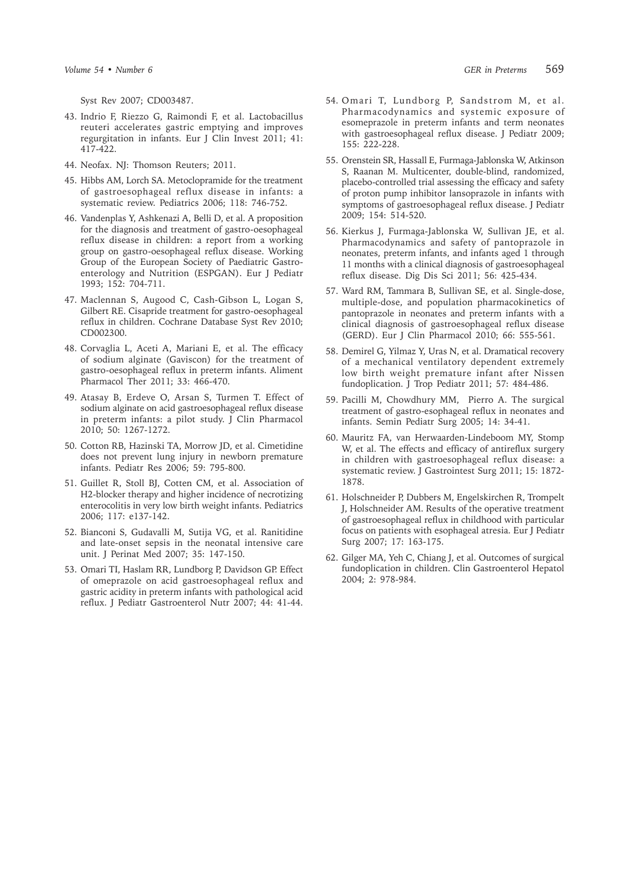Syst Rev 2007; CD003487.

43. Indrio F, Riezzo G, Raimondi F, et al. Lactobacillus reuteri accelerates gastric emptying and improves regurgitation in infants. Eur J Clin Invest 2011; 41: 417-422.
44. Neofax. NJ: Thomson Reuters; 2011.
45. Hibbs AM, Lorch SA. Metoclopramide for the treatment of gastroesophageal reflux disease in infants: a systematic review. Pediatrics 2006; 118: 746-752.
46. Vandenplas Y, Ashkenazi A, Belli D, et al. A proposition for the diagnosis and treatment of gastro-oesophageal reflux disease in children: a report from a working group on gastro-oesophageal reflux disease. Working Group of the European Society of Paediatric Gastro-enterology and Nutrition (ESPGAN). Eur J Pediatr 1993; 152: 704-711.
47. Maclennan S, Augood C, Cash-Gibson L, Logan S, Gilbert RE. Cisapride treatment for gastro-oesophageal reflux in children. Cochrane Database Syst Rev 2010; CD002300.
48. Corvaglia L, Aceti A, Mariani E, et al. The efficacy of sodium alginate (Gaviscon) for the treatment of gastro-oesophageal reflux in preterm infants. Aliment Pharmacol Ther 2011; 33: 466-470.
49. Atasay B, Erdeve O, Arsan S, Turmen T. Effect of sodium alginate on acid gastroesophageal reflux disease in preterm infants: a pilot study. J Clin Pharmacol 2010; 50: 1267-1272.
50. Cotton RB, Hazinski TA, Morrow JD, et al. Cimetidine does not prevent lung injury in newborn premature infants. Pediatr Res 2006; 59: 795-800.
51. Guillet R, Stoll BJ, Cotten CM, et al. Association of H2-blocker therapy and higher incidence of necrotizing enterocolitis in very low birth weight infants. Pediatrics 2006; 117: e137-142.
52. Bianconi S, Gudavalli M, Sutija VG, et al. Ranitidine and late-onset sepsis in the neonatal intensive care unit. J Perinat Med 2007; 35: 147-150.
53. Omari TI, Haslam RR, Lundborg P, Davidson GP. Effect of omeprazole on acid gastroesophageal reflux and gastric acidity in preterm infants with pathological acid reflux. J Pediatr Gastroenterol Nutr 2007; 44: 41-44.
54. Omari T, Lundborg P, Sandstrom M, et al. Pharmacodynamics and systemic exposure of esomeprazole in preterm infants and term neonates with gastroesophageal reflux disease. J Pediatr 2009; 155: 222-228.
55. Orenstein SR, Hassall E, Furmaga-Jablonska W, Atkinson S, Raanan M. Multicenter, double-blind, randomized, placebo-controlled trial assessing the efficacy and safety of proton pump inhibitor lansoprazole in infants with symptoms of gastroesophageal reflux disease. J Pediatr 2009; 154: 514-520.
56. Kierkus J, Furmaga-Jablonska W, Sullivan JE, et al. Pharmacodynamics and safety of pantoprazole in neonates, preterm infants, and infants aged 1 through 11 months with a clinical diagnosis of gastroesophageal reflux disease. Dig Dis Sci 2011; 56: 425-434.
57. Ward RM, Tammara B, Sullivan SE, et al. Single-dose, multiple-dose, and population pharmacokinetics of pantoprazole in neonates and preterm infants with a clinical diagnosis of gastroesophageal reflux disease (GERD). Eur J Clin Pharmacol 2010; 66: 555-561.
58. Demirel G, Yilmaz Y, Uras N, et al. Dramatical recovery of a mechanical ventilatory dependent extremely low birth weight premature infant after Nissen fundoplication. J Trop Pediatr 2011; 57: 484-486.
59. Pacilli M, Chowdhury MM, Pierro A. The surgical treatment of gastro-esophageal reflux in neonates and infants. Semin Pediatr Surg 2005; 14: 34-41.
60. Mauritz FA, van Herwaarden-Lindeboom MY, Stomp W, et al. The effects and efficacy of antireflux surgery in children with gastroesophageal reflux disease: a systematic review. J Gastrointest Surg 2011; 15: 1872-1878.
61. Holschneider P, Dubbers M, Engelskirchen R, Trompelt J, Holschneider AM. Results of the operative treatment of gastroesophageal reflux in childhood with particular focus on patients with esophageal atresia. Eur J Pediatr Surg 2007; 17: 163-175.
62. Gilger MA, Yeh C, Chiang J, et al. Outcomes of surgical fundoplication in children. Clin Gastroenterol Hepatol 2004; 2: 978-984.